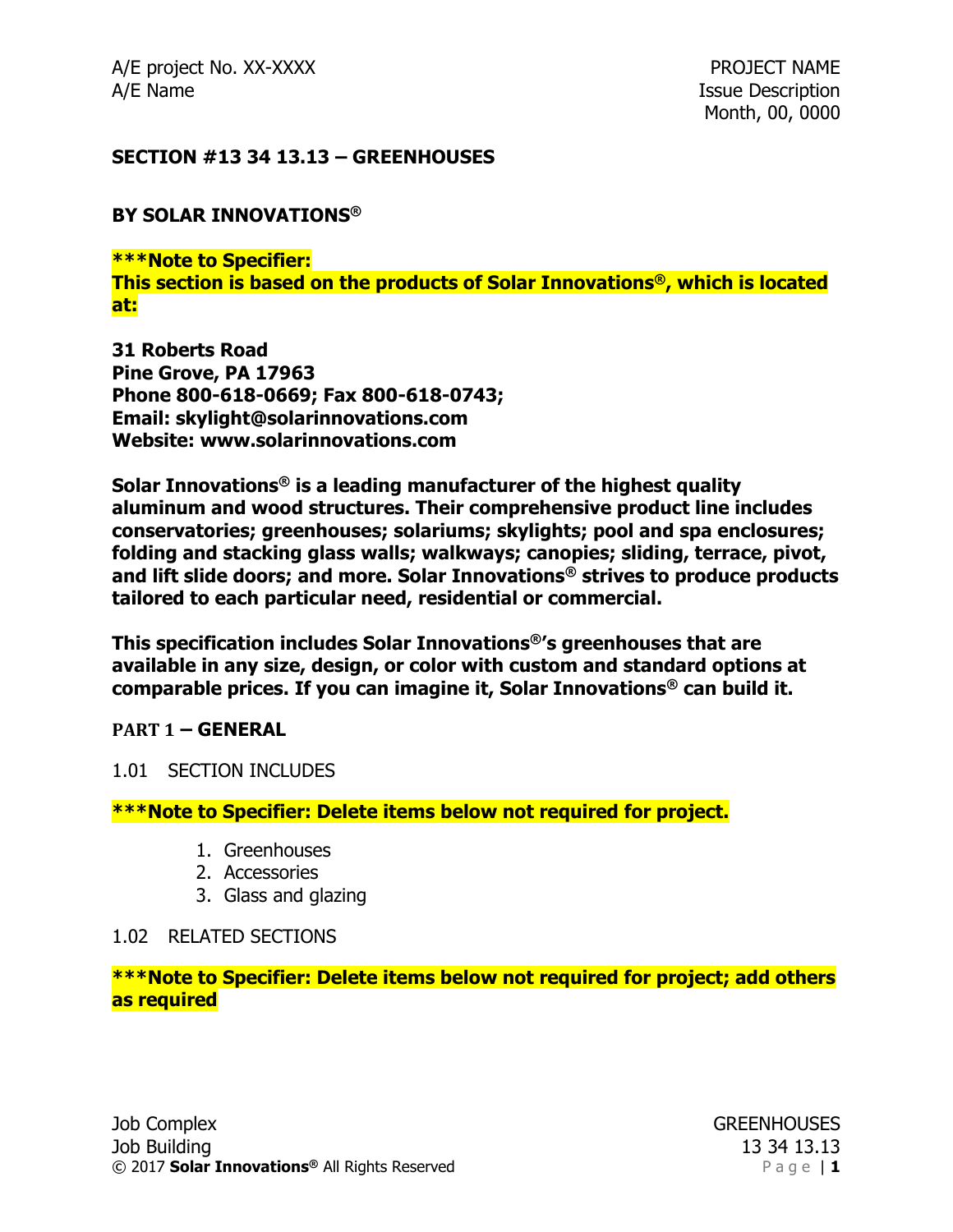A/E project No. XX-XXXX
A/E Name

PROJECT NAME
Issue Description
Month, 00, 0000

## SECTION #13 34 13.13 – GREENHOUSES

**BY SOLAR INNOVATIONS®**

**\*\*\*Note to Specifier:**
**This section is based on the products of Solar Innovations®, which is located at:**

**31 Roberts Road**
**Pine Grove, PA 17963**
**Phone 800-618-0669; Fax 800-618-0743;**
**Email: skylight@solarinnovations.com**
**Website: www.solarinnovations.com**

**Solar Innovations® is a leading manufacturer of the highest quality aluminum and wood structures. Their comprehensive product line includes conservatories; greenhouses; solariums; skylights; pool and spa enclosures; folding and stacking glass walls; walkways; canopies; sliding, terrace, pivot, and lift slide doors; and more. Solar Innovations® strives to produce products tailored to each particular need, residential or commercial.**

**This specification includes Solar Innovations®'s greenhouses that are available in any size, design, or color with custom and standard options at comparable prices. If you can imagine it, Solar Innovations® can build it.**

### PART 1 – GENERAL

1.01 SECTION INCLUDES

**\*\*\*Note to Specifier: Delete items below not required for project.**

1. Greenhouses
2. Accessories
3. Glass and glazing

1.02 RELATED SECTIONS

**\*\*\*Note to Specifier: Delete items below not required for project; add others as required**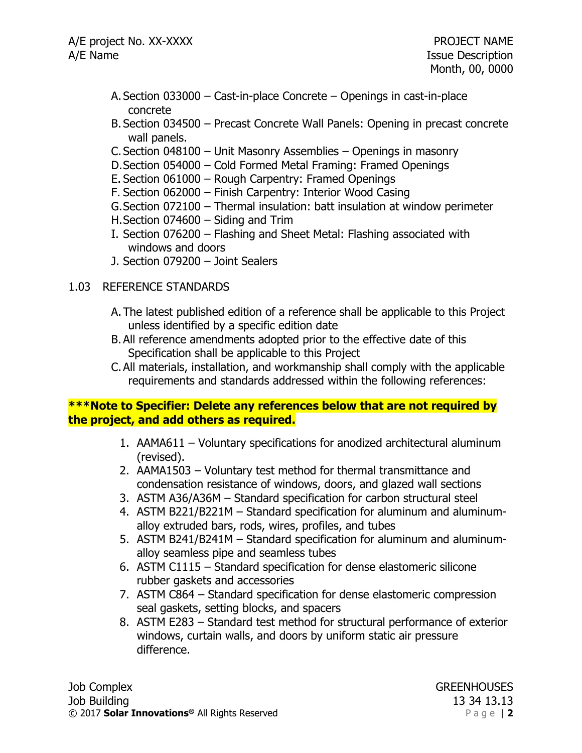A. Section 033000 – Cast-in-place Concrete – Openings in cast-in-place concrete
B. Section 034500 – Precast Concrete Wall Panels: Opening in precast concrete wall panels.
C. Section 048100 – Unit Masonry Assemblies – Openings in masonry
D. Section 054000 – Cold Formed Metal Framing: Framed Openings
E. Section 061000 – Rough Carpentry: Framed Openings
F. Section 062000 – Finish Carpentry: Interior Wood Casing
G. Section 072100 – Thermal insulation: batt insulation at window perimeter
H. Section 074600 – Siding and Trim
I. Section 076200 – Flashing and Sheet Metal: Flashing associated with windows and doors
J. Section 079200 – Joint Sealers

1.03 REFERENCE STANDARDS

A. The latest published edition of a reference shall be applicable to this Project unless identified by a specific edition date
B. All reference amendments adopted prior to the effective date of this Specification shall be applicable to this Project
C. All materials, installation, and workmanship shall comply with the applicable requirements and standards addressed within the following references:

**\*\*\*Note to Specifier: Delete any references below that are not required by the project, and add others as required.**

1. AAMA611 – Voluntary specifications for anodized architectural aluminum (revised).
2. AAMA1503 – Voluntary test method for thermal transmittance and condensation resistance of windows, doors, and glazed wall sections
3. ASTM A36/A36M – Standard specification for carbon structural steel
4. ASTM B221/B221M – Standard specification for aluminum and aluminum-alloy extruded bars, rods, wires, profiles, and tubes
5. ASTM B241/B241M – Standard specification for aluminum and aluminum-alloy seamless pipe and seamless tubes
6. ASTM C1115 – Standard specification for dense elastomeric silicone rubber gaskets and accessories
7. ASTM C864 – Standard specification for dense elastomeric compression seal gaskets, setting blocks, and spacers
8. ASTM E283 – Standard test method for structural performance of exterior windows, curtain walls, and doors by uniform static air pressure difference.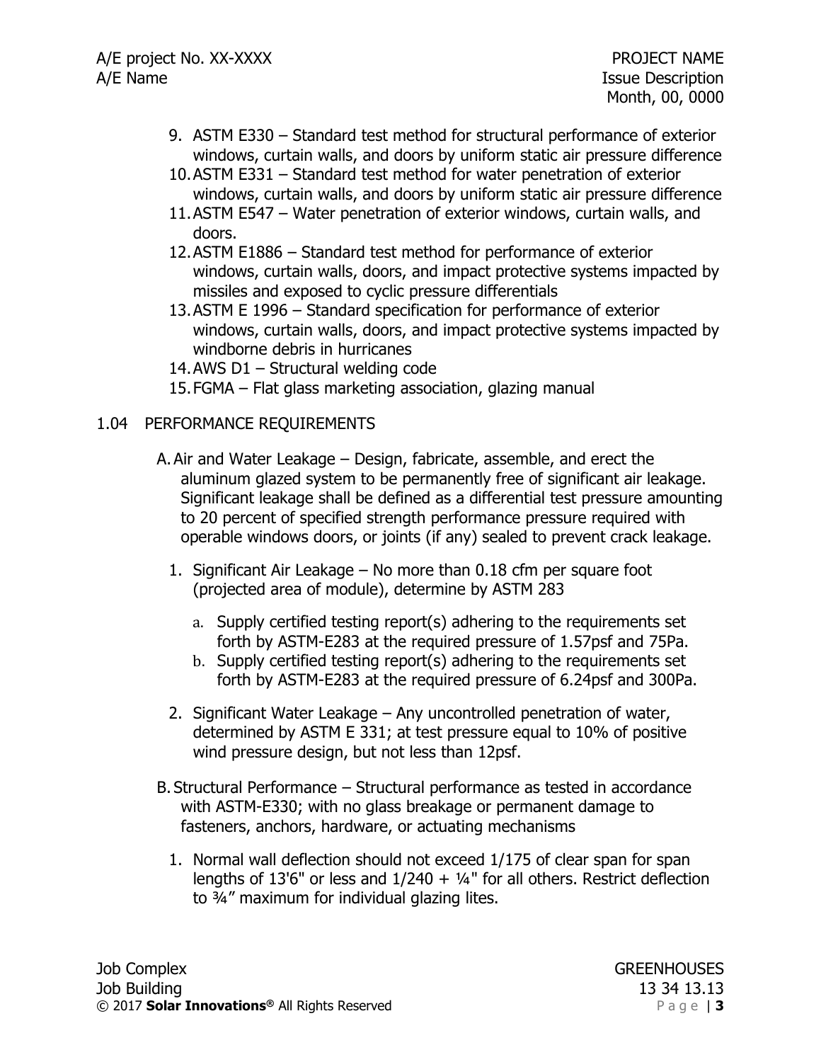9. ASTM E330 – Standard test method for structural performance of exterior windows, curtain walls, and doors by uniform static air pressure difference
10. ASTM E331 – Standard test method for water penetration of exterior windows, curtain walls, and doors by uniform static air pressure difference
11. ASTM E547 – Water penetration of exterior windows, curtain walls, and doors.
12. ASTM E1886 – Standard test method for performance of exterior windows, curtain walls, doors, and impact protective systems impacted by missiles and exposed to cyclic pressure differentials
13. ASTM E 1996 – Standard specification for performance of exterior windows, curtain walls, doors, and impact protective systems impacted by windborne debris in hurricanes
14. AWS D1 – Structural welding code
15. FGMA – Flat glass marketing association, glazing manual

## 1.04 PERFORMANCE REQUIREMENTS

A. Air and Water Leakage – Design, fabricate, assemble, and erect the aluminum glazed system to be permanently free of significant air leakage. Significant leakage shall be defined as a differential test pressure amounting to 20 percent of specified strength performance pressure required with operable windows doors, or joints (if any) sealed to prevent crack leakage.

1. Significant Air Leakage – No more than 0.18 cfm per square foot (projected area of module), determine by ASTM 283
   a. Supply certified testing report(s) adhering to the requirements set forth by ASTM-E283 at the required pressure of 1.57psf and 75Pa.
   b. Supply certified testing report(s) adhering to the requirements set forth by ASTM-E283 at the required pressure of 6.24psf and 300Pa.
2. Significant Water Leakage – Any uncontrolled penetration of water, determined by ASTM E 331; at test pressure equal to 10% of positive wind pressure design, but not less than 12psf.

B. Structural Performance – Structural performance as tested in accordance with ASTM-E330; with no glass breakage or permanent damage to fasteners, anchors, hardware, or actuating mechanisms

1. Normal wall deflection should not exceed 1/175 of clear span for span lengths of 13'6" or less and 1/240 + ¼" for all others. Restrict deflection to ¾" maximum for individual glazing lites.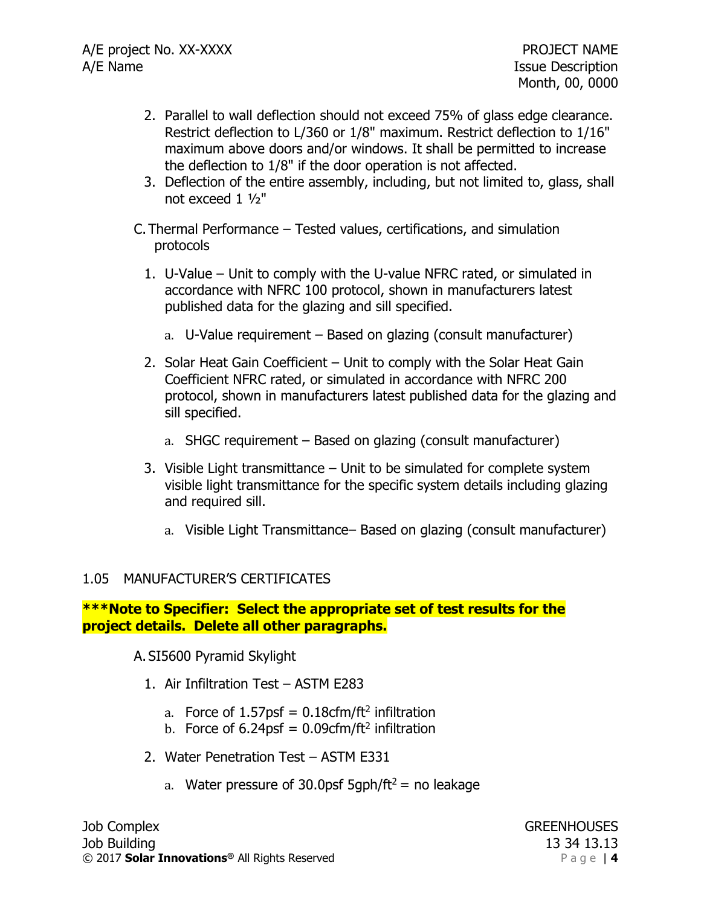2. Parallel to wall deflection should not exceed 75% of glass edge clearance. Restrict deflection to L/360 or 1/8" maximum. Restrict deflection to 1/16" maximum above doors and/or windows. It shall be permitted to increase the deflection to 1/8" if the door operation is not affected.
3. Deflection of the entire assembly, including, but not limited to, glass, shall not exceed 1 ½"

C. Thermal Performance – Tested values, certifications, and simulation protocols

1. U-Value – Unit to comply with the U-value NFRC rated, or simulated in accordance with NFRC 100 protocol, shown in manufacturers latest published data for the glazing and sill specified.
   a. U-Value requirement – Based on glazing (consult manufacturer)
2. Solar Heat Gain Coefficient – Unit to comply with the Solar Heat Gain Coefficient NFRC rated, or simulated in accordance with NFRC 200 protocol, shown in manufacturers latest published data for the glazing and sill specified.
   a. SHGC requirement – Based on glazing (consult manufacturer)
3. Visible Light transmittance – Unit to be simulated for complete system visible light transmittance for the specific system details including glazing and required sill.
   a. Visible Light Transmittance– Based on glazing (consult manufacturer)

## 1.05 MANUFACTURER'S CERTIFICATES

**\*\*\*Note to Specifier: Select the appropriate set of test results for the project details. Delete all other paragraphs.**

A. SI5600 Pyramid Skylight

1. Air Infiltration Test – ASTM E283
   a. Force of 1.57psf = 0.18cfm/ft$^2$ infiltration
   b. Force of 6.24psf = 0.09cfm/ft$^2$ infiltration
2. Water Penetration Test – ASTM E331
   a. Water pressure of 30.0psf 5gph/ft$^2$ = no leakage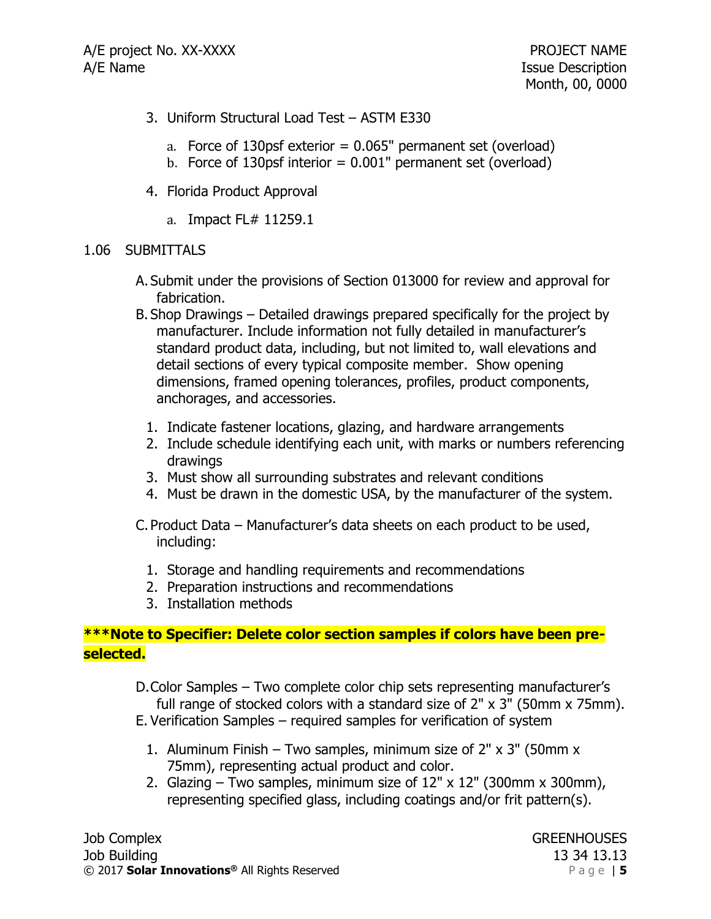3. Uniform Structural Load Test – ASTM E330

    a. Force of 130psf exterior = 0.065" permanent set (overload)
    b. Force of 130psf interior = 0.001" permanent set (overload)

4. Florida Product Approval

    a. Impact FL# 11259.1

## 1.06 SUBMITTALS

A. Submit under the provisions of Section 013000 for review and approval for fabrication.

B. Shop Drawings – Detailed drawings prepared specifically for the project by manufacturer. Include information not fully detailed in manufacturer's standard product data, including, but not limited to, wall elevations and detail sections of every typical composite member. Show opening dimensions, framed opening tolerances, profiles, product components, anchorages, and accessories.

  1. Indicate fastener locations, glazing, and hardware arrangements
  2. Include schedule identifying each unit, with marks or numbers referencing drawings
  3. Must show all surrounding substrates and relevant conditions
  4. Must be drawn in the domestic USA, by the manufacturer of the system.

C. Product Data – Manufacturer's data sheets on each product to be used, including:

  1. Storage and handling requirements and recommendations
  2. Preparation instructions and recommendations
  3. Installation methods

**\*\*\*Note to Specifier: Delete color section samples if colors have been pre-selected.**

D. Color Samples – Two complete color chip sets representing manufacturer's full range of stocked colors with a standard size of 2" x 3" (50mm x 75mm).

E. Verification Samples – required samples for verification of system

  1. Aluminum Finish – Two samples, minimum size of 2" x 3" (50mm x 75mm), representing actual product and color.
  2. Glazing – Two samples, minimum size of 12" x 12" (300mm x 300mm), representing specified glass, including coatings and/or frit pattern(s).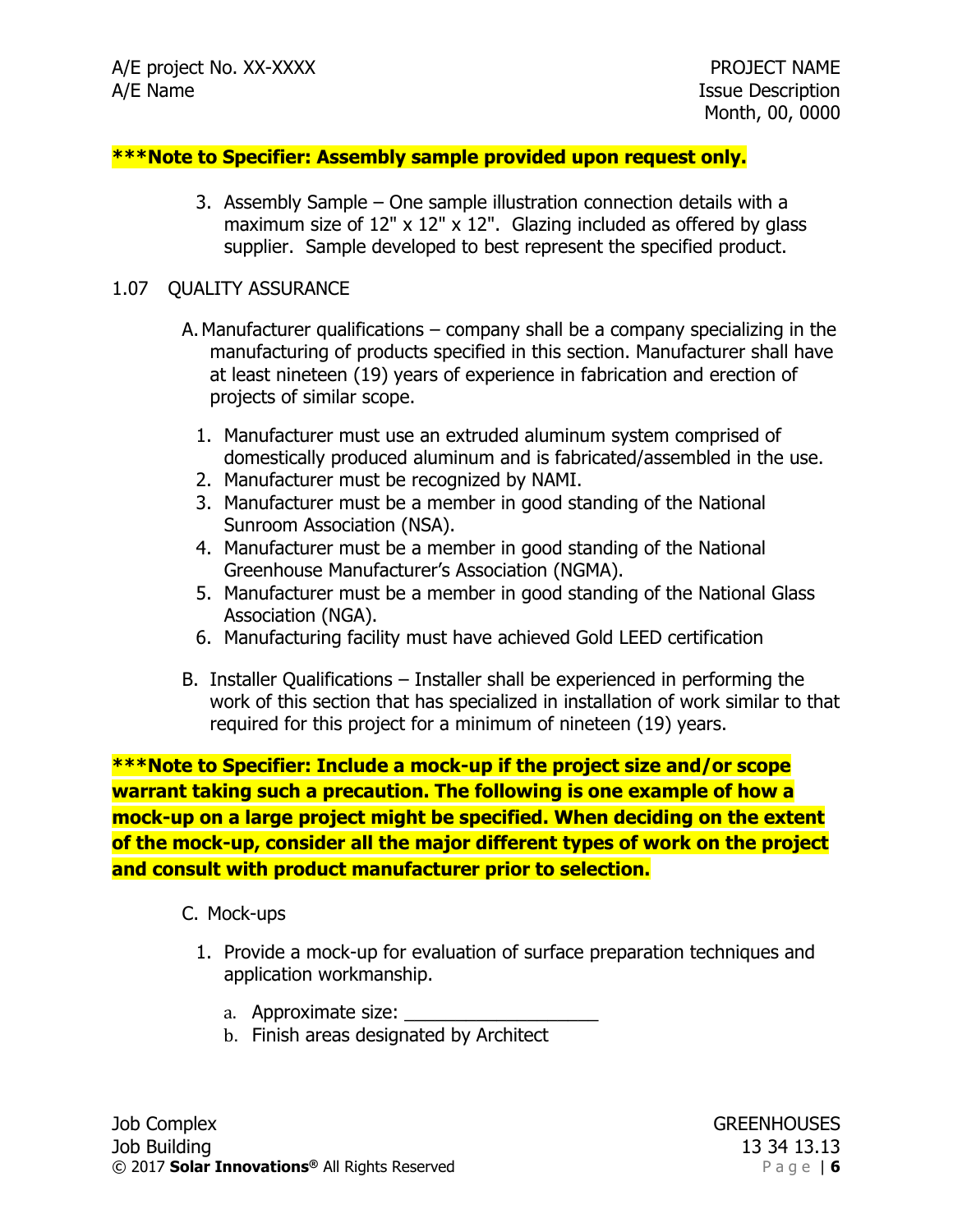**\*\*\*Note to Specifier: Assembly sample provided upon request only.**

3. Assembly Sample – One sample illustration connection details with a maximum size of 12" x 12" x 12". Glazing included as offered by glass supplier. Sample developed to best represent the specified product.

1.07 QUALITY ASSURANCE

A. Manufacturer qualifications – company shall be a company specializing in the manufacturing of products specified in this section. Manufacturer shall have at least nineteen (19) years of experience in fabrication and erection of projects of similar scope.

1. Manufacturer must use an extruded aluminum system comprised of domestically produced aluminum and is fabricated/assembled in the use.
2. Manufacturer must be recognized by NAMI.
3. Manufacturer must be a member in good standing of the National Sunroom Association (NSA).
4. Manufacturer must be a member in good standing of the National Greenhouse Manufacturer's Association (NGMA).
5. Manufacturer must be a member in good standing of the National Glass Association (NGA).
6. Manufacturing facility must have achieved Gold LEED certification

B. Installer Qualifications – Installer shall be experienced in performing the work of this section that has specialized in installation of work similar to that required for this project for a minimum of nineteen (19) years.

**\*\*\*Note to Specifier: Include a mock-up if the project size and/or scope warrant taking such a precaution. The following is one example of how a mock-up on a large project might be specified. When deciding on the extent of the mock-up, consider all the major different types of work on the project and consult with product manufacturer prior to selection.**

C. Mock-ups

1. Provide a mock-up for evaluation of surface preparation techniques and application workmanship.
   a. Approximate size: ___________________
   b. Finish areas designated by Architect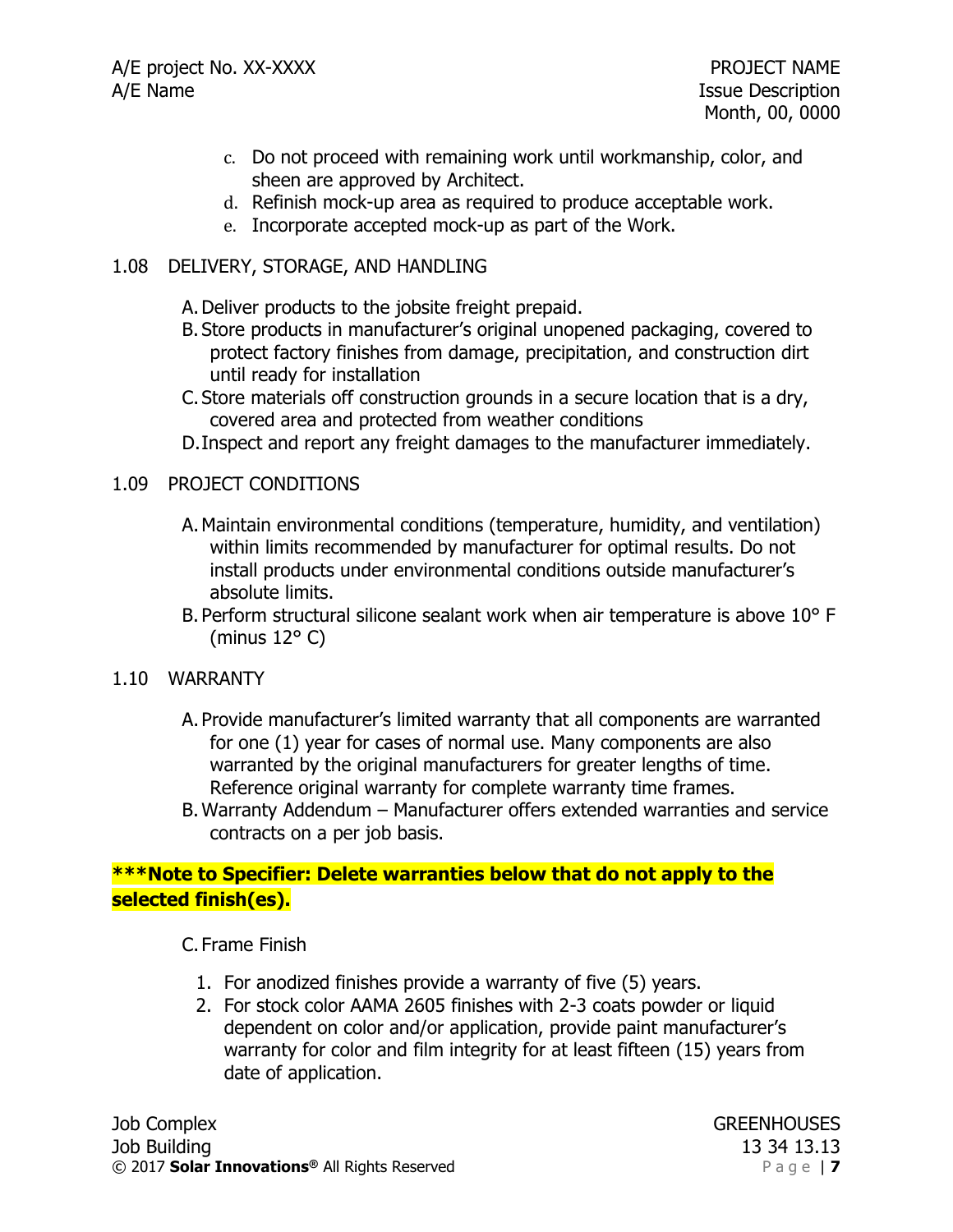c. Do not proceed with remaining work until workmanship, color, and sheen are approved by Architect.
d. Refinish mock-up area as required to produce acceptable work.
e. Incorporate accepted mock-up as part of the Work.

## 1.08 DELIVERY, STORAGE, AND HANDLING

A. Deliver products to the jobsite freight prepaid.
B. Store products in manufacturer's original unopened packaging, covered to protect factory finishes from damage, precipitation, and construction dirt until ready for installation
C. Store materials off construction grounds in a secure location that is a dry, covered area and protected from weather conditions
D. Inspect and report any freight damages to the manufacturer immediately.

## 1.09 PROJECT CONDITIONS

A. Maintain environmental conditions (temperature, humidity, and ventilation) within limits recommended by manufacturer for optimal results. Do not install products under environmental conditions outside manufacturer's absolute limits.
B. Perform structural silicone sealant work when air temperature is above 10° F (minus 12° C)

## 1.10 WARRANTY

A. Provide manufacturer's limited warranty that all components are warranted for one (1) year for cases of normal use. Many components are also warranted by the original manufacturers for greater lengths of time. Reference original warranty for complete warranty time frames.
B. Warranty Addendum – Manufacturer offers extended warranties and service contracts on a per job basis.

**\*\*\*Note to Specifier: Delete warranties below that do not apply to the selected finish(es).**

C. Frame Finish

1. For anodized finishes provide a warranty of five (5) years.
2. For stock color AAMA 2605 finishes with 2-3 coats powder or liquid dependent on color and/or application, provide paint manufacturer's warranty for color and film integrity for at least fifteen (15) years from date of application.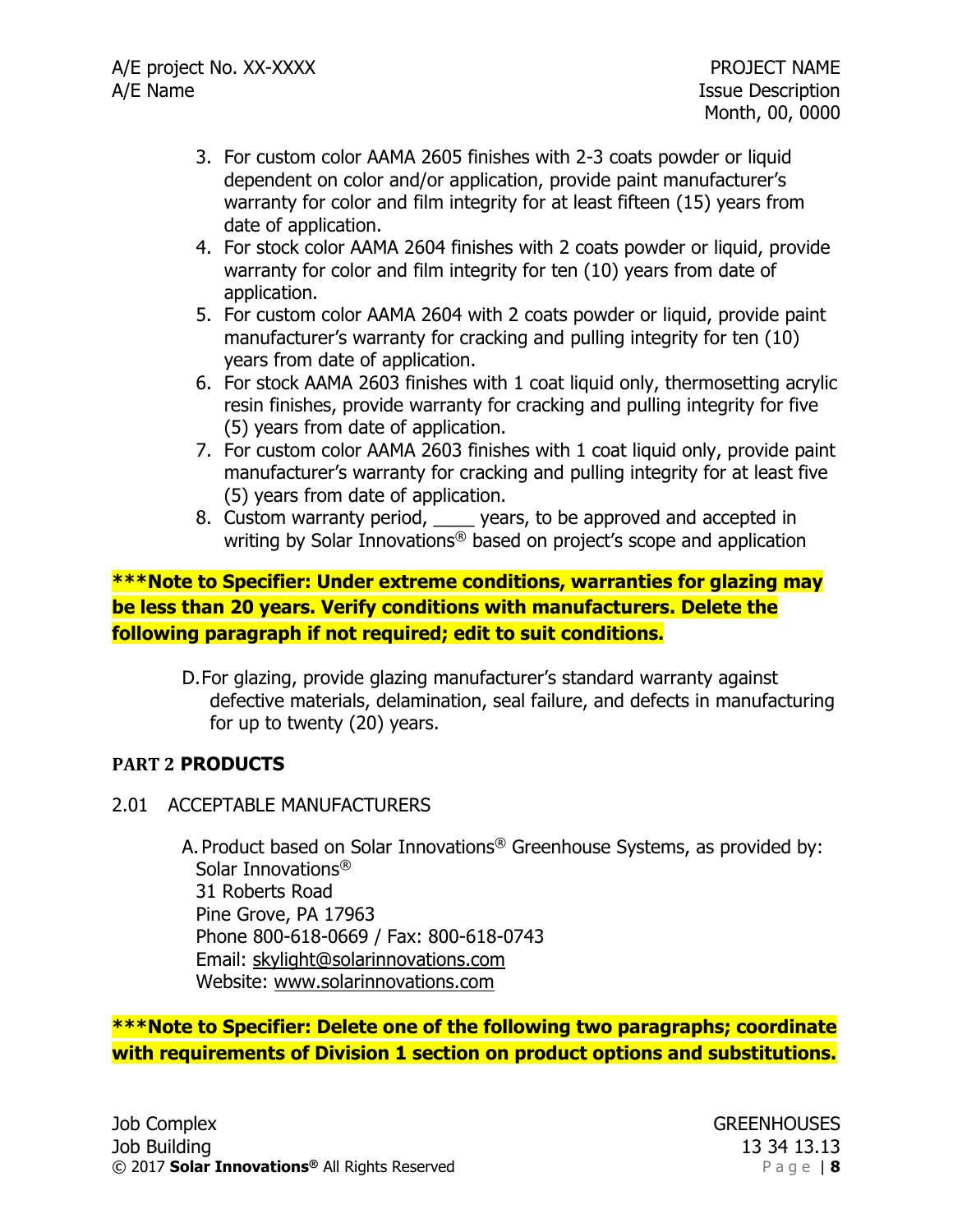3. For custom color AAMA 2605 finishes with 2-3 coats powder or liquid dependent on color and/or application, provide paint manufacturer's warranty for color and film integrity for at least fifteen (15) years from date of application.
4. For stock color AAMA 2604 finishes with 2 coats powder or liquid, provide warranty for color and film integrity for ten (10) years from date of application.
5. For custom color AAMA 2604 with 2 coats powder or liquid, provide paint manufacturer's warranty for cracking and pulling integrity for ten (10) years from date of application.
6. For stock AAMA 2603 finishes with 1 coat liquid only, thermosetting acrylic resin finishes, provide warranty for cracking and pulling integrity for five (5) years from date of application.
7. For custom color AAMA 2603 finishes with 1 coat liquid only, provide paint manufacturer's warranty for cracking and pulling integrity for at least five (5) years from date of application.
8. Custom warranty period, ____ years, to be approved and accepted in writing by Solar Innovations® based on project's scope and application

**\*\*\*Note to Specifier: Under extreme conditions, warranties for glazing may be less than 20 years. Verify conditions with manufacturers. Delete the following paragraph if not required; edit to suit conditions.**

D. For glazing, provide glazing manufacturer's standard warranty against defective materials, delamination, seal failure, and defects in manufacturing for up to twenty (20) years.

## PART 2 PRODUCTS

### 2.01 ACCEPTABLE MANUFACTURERS

A. Product based on Solar Innovations® Greenhouse Systems, as provided by:
Solar Innovations®
31 Roberts Road
Pine Grove, PA 17963
Phone 800-618-0669 / Fax: 800-618-0743
Email: skylight@solarinnovations.com
Website: www.solarinnovations.com

**\*\*\*Note to Specifier: Delete one of the following two paragraphs; coordinate with requirements of Division 1 section on product options and substitutions.**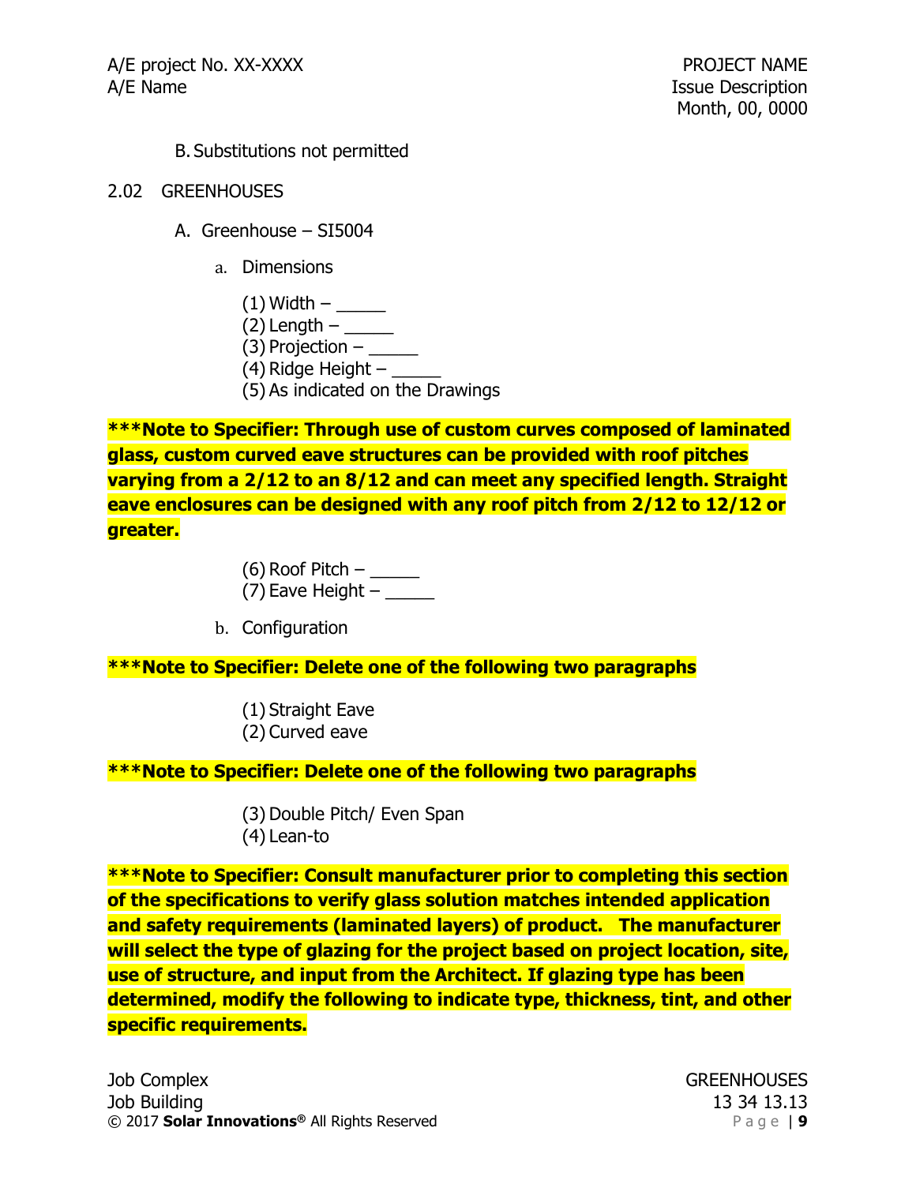B. Substitutions not permitted

2.02 GREENHOUSES

A. Greenhouse – SI5004

a. Dimensions

(1) Width – _____
(2) Length – _____
(3) Projection – _____
(4) Ridge Height – _____
(5) As indicated on the Drawings

**\*\*\*Note to Specifier: Through use of custom curves composed of laminated glass, custom curved eave structures can be provided with roof pitches varying from a 2/12 to an 8/12 and can meet any specified length. Straight eave enclosures can be designed with any roof pitch from 2/12 to 12/12 or greater.**

(6) Roof Pitch – _____
(7) Eave Height – _____

b. Configuration

**\*\*\*Note to Specifier: Delete one of the following two paragraphs**

(1) Straight Eave
(2) Curved eave

**\*\*\*Note to Specifier: Delete one of the following two paragraphs**

(3) Double Pitch/ Even Span
(4) Lean-to

**\*\*\*Note to Specifier: Consult manufacturer prior to completing this section of the specifications to verify glass solution matches intended application and safety requirements (laminated layers) of product. The manufacturer will select the type of glazing for the project based on project location, site, use of structure, and input from the Architect. If glazing type has been determined, modify the following to indicate type, thickness, tint, and other specific requirements.**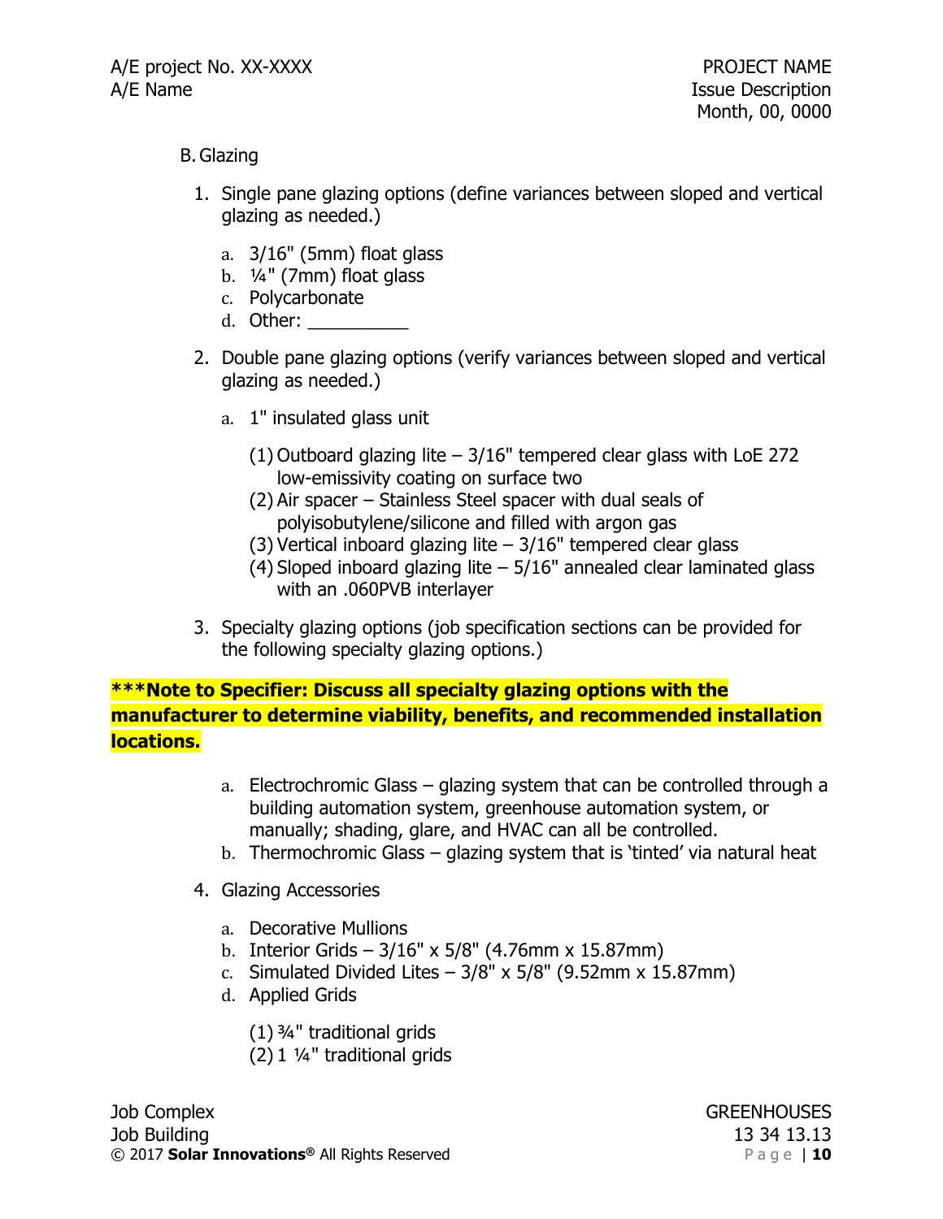B. Glazing

1. Single pane glazing options (define variances between sloped and vertical glazing as needed.)

   a. 3/16" (5mm) float glass
   b. ¼" (7mm) float glass
   c. Polycarbonate
   d. Other: __________

2. Double pane glazing options (verify variances between sloped and vertical glazing as needed.)

   a. 1" insulated glass unit

      (1) Outboard glazing lite – 3/16" tempered clear glass with LoE 272 low-emissivity coating on surface two
      (2) Air spacer – Stainless Steel spacer with dual seals of polyisobutylene/silicone and filled with argon gas
      (3) Vertical inboard glazing lite – 3/16" tempered clear glass
      (4) Sloped inboard glazing lite – 5/16" annealed clear laminated glass with an .060PVB interlayer

3. Specialty glazing options (job specification sections can be provided for the following specialty glazing options.)

**\*\*\*Note to Specifier: Discuss all specialty glazing options with the manufacturer to determine viability, benefits, and recommended installation locations.**

   a. Electrochromic Glass – glazing system that can be controlled through a building automation system, greenhouse automation system, or manually; shading, glare, and HVAC can all be controlled.
   b. Thermochromic Glass – glazing system that is 'tinted' via natural heat

4. Glazing Accessories

   a. Decorative Mullions
   b. Interior Grids – 3/16" x 5/8" (4.76mm x 15.87mm)
   c. Simulated Divided Lites – 3/8" x 5/8" (9.52mm x 15.87mm)
   d. Applied Grids

      (1) ¾" traditional grids
      (2) 1 ¼" traditional grids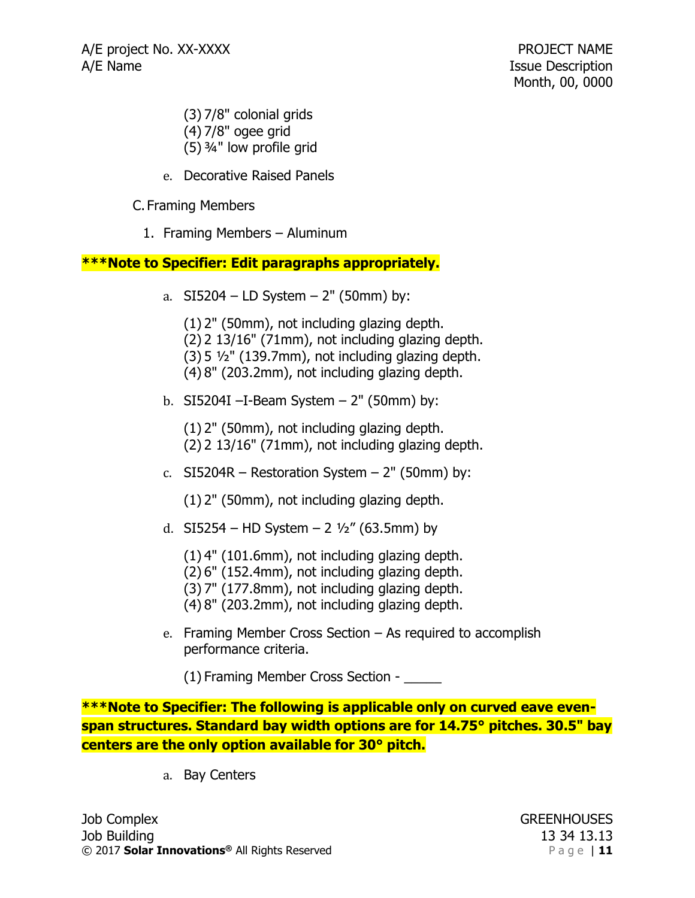(3) 7/8" colonial grids
(4) 7/8" ogee grid
(5) ¾" low profile grid

e. Decorative Raised Panels

C. Framing Members

1. Framing Members – Aluminum

**\*\*\*Note to Specifier: Edit paragraphs appropriately.**

a. SI5204 – LD System – 2" (50mm) by:

(1) 2" (50mm), not including glazing depth.
(2) 2 13/16" (71mm), not including glazing depth.
(3) 5 ½" (139.7mm), not including glazing depth.
(4) 8" (203.2mm), not including glazing depth.

b. SI5204I –I-Beam System – 2" (50mm) by:

(1) 2" (50mm), not including glazing depth.
(2) 2 13/16" (71mm), not including glazing depth.

c. SI5204R – Restoration System – 2" (50mm) by:

(1) 2" (50mm), not including glazing depth.

d. SI5254 – HD System – 2 ½" (63.5mm) by

(1) 4" (101.6mm), not including glazing depth.
(2) 6" (152.4mm), not including glazing depth.
(3) 7" (177.8mm), not including glazing depth.
(4) 8" (203.2mm), not including glazing depth.

e. Framing Member Cross Section – As required to accomplish performance criteria.

(1) Framing Member Cross Section - _____

**\*\*\*Note to Specifier: The following is applicable only on curved eave even-span structures. Standard bay width options are for 14.75° pitches. 30.5" bay centers are the only option available for 30° pitch.**

a. Bay Centers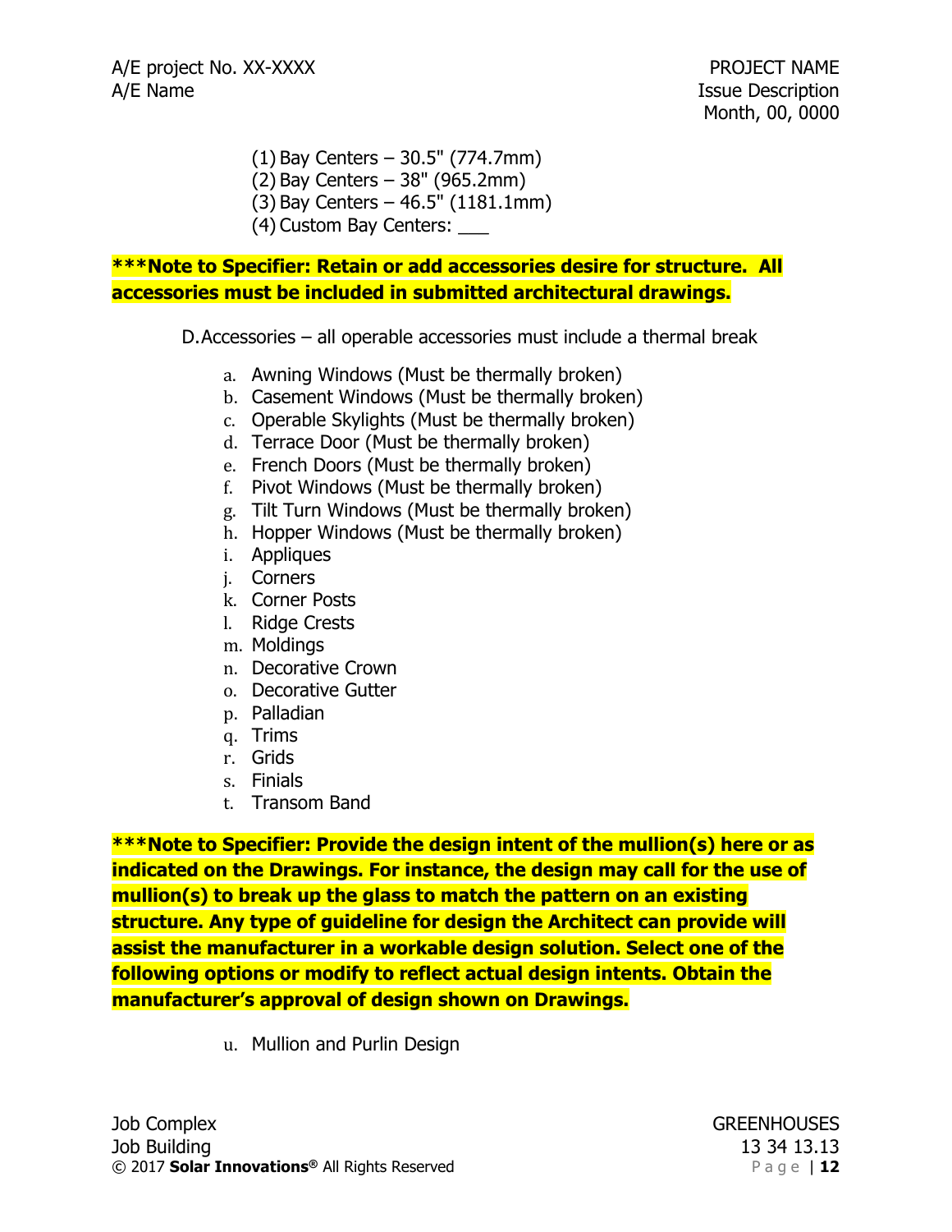(1) Bay Centers – 30.5" (774.7mm)
(2) Bay Centers – 38" (965.2mm)
(3) Bay Centers – 46.5" (1181.1mm)
(4) Custom Bay Centers: ___

**\*\*\*Note to Specifier: Retain or add accessories desire for structure. All accessories must be included in submitted architectural drawings.**

D. Accessories – all operable accessories must include a thermal break

a. Awning Windows (Must be thermally broken)
b. Casement Windows (Must be thermally broken)
c. Operable Skylights (Must be thermally broken)
d. Terrace Door (Must be thermally broken)
e. French Doors (Must be thermally broken)
f. Pivot Windows (Must be thermally broken)
g. Tilt Turn Windows (Must be thermally broken)
h. Hopper Windows (Must be thermally broken)
i. Appliques
j. Corners
k. Corner Posts
l. Ridge Crests
m. Moldings
n. Decorative Crown
o. Decorative Gutter
p. Palladian
q. Trims
r. Grids
s. Finials
t. Transom Band

**\*\*\*Note to Specifier: Provide the design intent of the mullion(s) here or as indicated on the Drawings. For instance, the design may call for the use of mullion(s) to break up the glass to match the pattern on an existing structure. Any type of guideline for design the Architect can provide will assist the manufacturer in a workable design solution. Select one of the following options or modify to reflect actual design intents. Obtain the manufacturer's approval of design shown on Drawings.**

u. Mullion and Purlin Design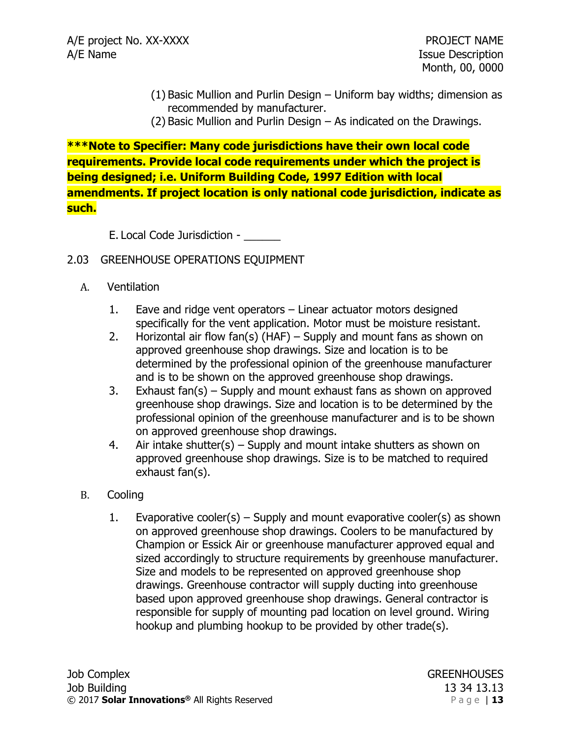(1) Basic Mullion and Purlin Design – Uniform bay widths; dimension as recommended by manufacturer.
(2) Basic Mullion and Purlin Design – As indicated on the Drawings.

**\*\*\*Note to Specifier: Many code jurisdictions have their own local code requirements. Provide local code requirements under which the project is being designed; i.e. Uniform Building Code, 1997 Edition with local amendments. If project location is only national code jurisdiction, indicate as such.**

E. Local Code Jurisdiction - ______

## 2.03 GREENHOUSE OPERATIONS EQUIPMENT

A. Ventilation

1. Eave and ridge vent operators – Linear actuator motors designed specifically for the vent application. Motor must be moisture resistant.
2. Horizontal air flow fan(s) (HAF) – Supply and mount fans as shown on approved greenhouse shop drawings. Size and location is to be determined by the professional opinion of the greenhouse manufacturer and is to be shown on the approved greenhouse shop drawings.
3. Exhaust fan(s) – Supply and mount exhaust fans as shown on approved greenhouse shop drawings. Size and location is to be determined by the professional opinion of the greenhouse manufacturer and is to be shown on approved greenhouse shop drawings.
4. Air intake shutter(s) – Supply and mount intake shutters as shown on approved greenhouse shop drawings. Size is to be matched to required exhaust fan(s).

B. Cooling

1. Evaporative cooler(s) – Supply and mount evaporative cooler(s) as shown on approved greenhouse shop drawings. Coolers to be manufactured by Champion or Essick Air or greenhouse manufacturer approved equal and sized accordingly to structure requirements by greenhouse manufacturer. Size and models to be represented on approved greenhouse shop drawings. Greenhouse contractor will supply ducting into greenhouse based upon approved greenhouse shop drawings. General contractor is responsible for supply of mounting pad location on level ground. Wiring hookup and plumbing hookup to be provided by other trade(s).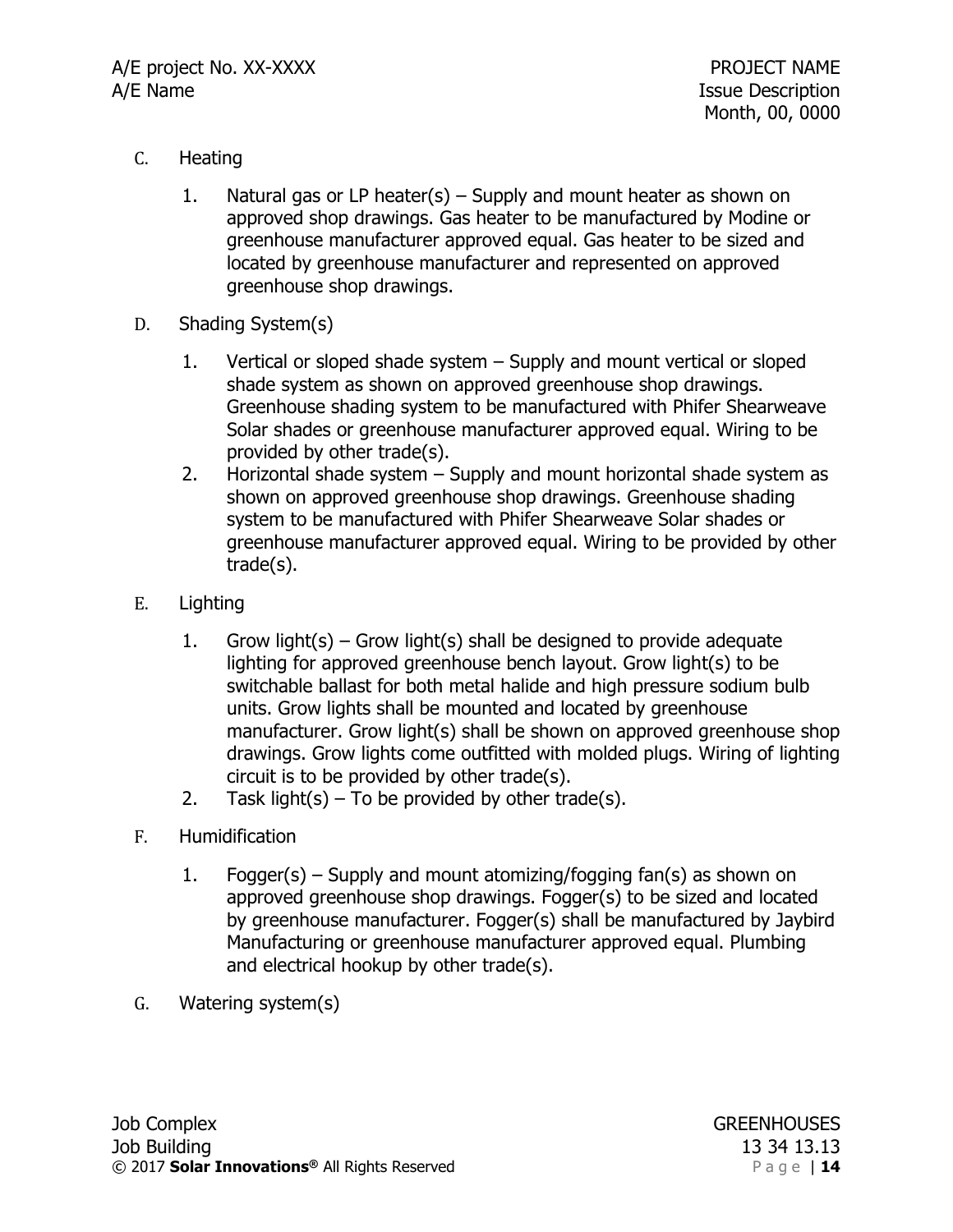C. Heating

1. Natural gas or LP heater(s) – Supply and mount heater as shown on approved shop drawings. Gas heater to be manufactured by Modine or greenhouse manufacturer approved equal. Gas heater to be sized and located by greenhouse manufacturer and represented on approved greenhouse shop drawings.

D. Shading System(s)

1. Vertical or sloped shade system – Supply and mount vertical or sloped shade system as shown on approved greenhouse shop drawings. Greenhouse shading system to be manufactured with Phifer Shearweave Solar shades or greenhouse manufacturer approved equal. Wiring to be provided by other trade(s).
2. Horizontal shade system – Supply and mount horizontal shade system as shown on approved greenhouse shop drawings. Greenhouse shading system to be manufactured with Phifer Shearweave Solar shades or greenhouse manufacturer approved equal. Wiring to be provided by other trade(s).

E. Lighting

1. Grow light(s) – Grow light(s) shall be designed to provide adequate lighting for approved greenhouse bench layout. Grow light(s) to be switchable ballast for both metal halide and high pressure sodium bulb units. Grow lights shall be mounted and located by greenhouse manufacturer. Grow light(s) shall be shown on approved greenhouse shop drawings. Grow lights come outfitted with molded plugs. Wiring of lighting circuit is to be provided by other trade(s).
2. Task light(s) – To be provided by other trade(s).

F. Humidification

1. Fogger(s) – Supply and mount atomizing/fogging fan(s) as shown on approved greenhouse shop drawings. Fogger(s) to be sized and located by greenhouse manufacturer. Fogger(s) shall be manufactured by Jaybird Manufacturing or greenhouse manufacturer approved equal. Plumbing and electrical hookup by other trade(s).

G. Watering system(s)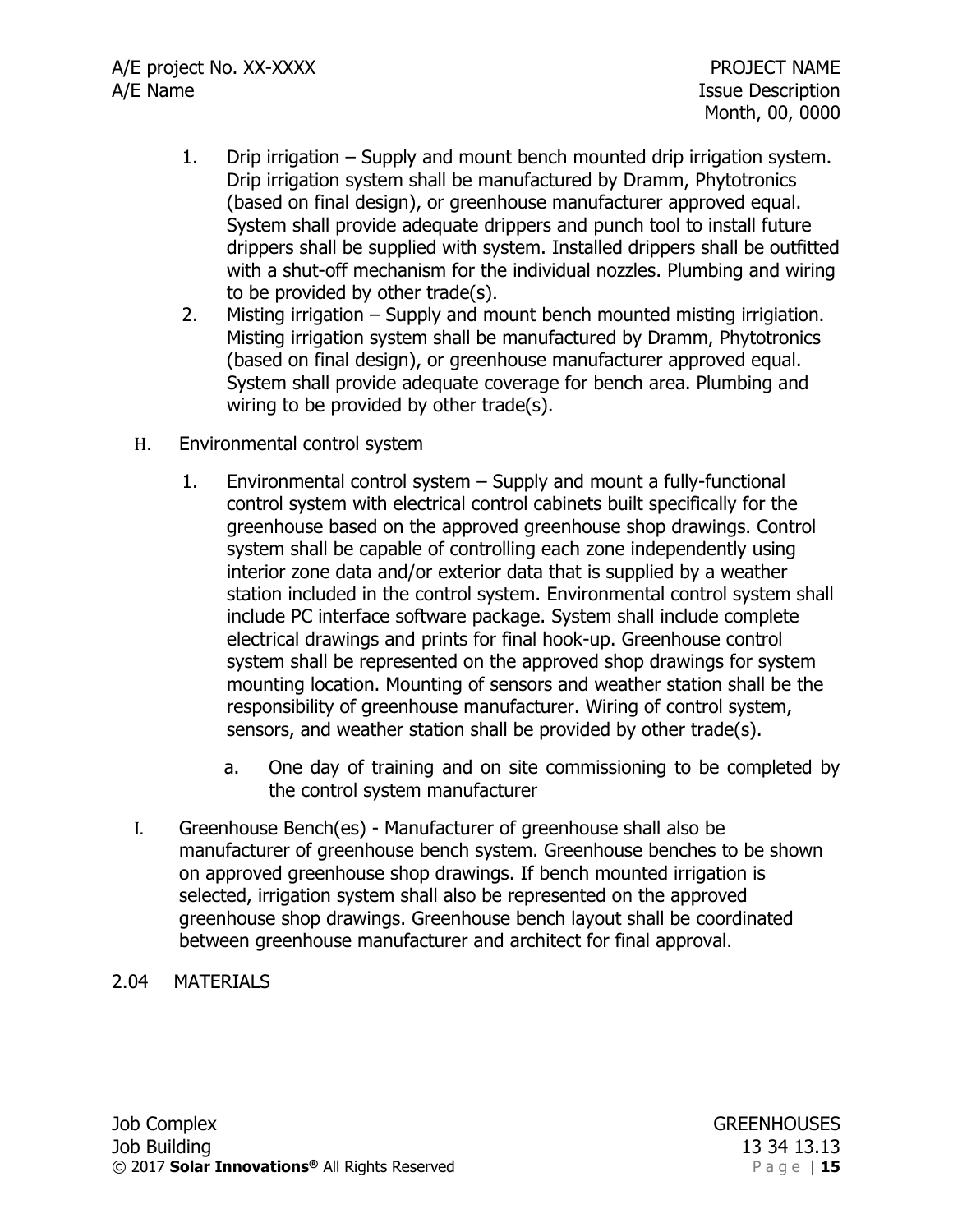1. Drip irrigation – Supply and mount bench mounted drip irrigation system. Drip irrigation system shall be manufactured by Dramm, Phytotronics (based on final design), or greenhouse manufacturer approved equal. System shall provide adequate drippers and punch tool to install future drippers shall be supplied with system. Installed drippers shall be outfitted with a shut-off mechanism for the individual nozzles. Plumbing and wiring to be provided by other trade(s).
2. Misting irrigation – Supply and mount bench mounted misting irrigiation. Misting irrigation system shall be manufactured by Dramm, Phytotronics (based on final design), or greenhouse manufacturer approved equal. System shall provide adequate coverage for bench area. Plumbing and wiring to be provided by other trade(s).

H. Environmental control system

1. Environmental control system – Supply and mount a fully-functional control system with electrical control cabinets built specifically for the greenhouse based on the approved greenhouse shop drawings. Control system shall be capable of controlling each zone independently using interior zone data and/or exterior data that is supplied by a weather station included in the control system. Environmental control system shall include PC interface software package. System shall include complete electrical drawings and prints for final hook-up. Greenhouse control system shall be represented on the approved shop drawings for system mounting location. Mounting of sensors and weather station shall be the responsibility of greenhouse manufacturer. Wiring of control system, sensors, and weather station shall be provided by other trade(s).
   a. One day of training and on site commissioning to be completed by the control system manufacturer

I. Greenhouse Bench(es) - Manufacturer of greenhouse shall also be manufacturer of greenhouse bench system. Greenhouse benches to be shown on approved greenhouse shop drawings. If bench mounted irrigation is selected, irrigation system shall also be represented on the approved greenhouse shop drawings. Greenhouse bench layout shall be coordinated between greenhouse manufacturer and architect for final approval.

2.04 MATERIALS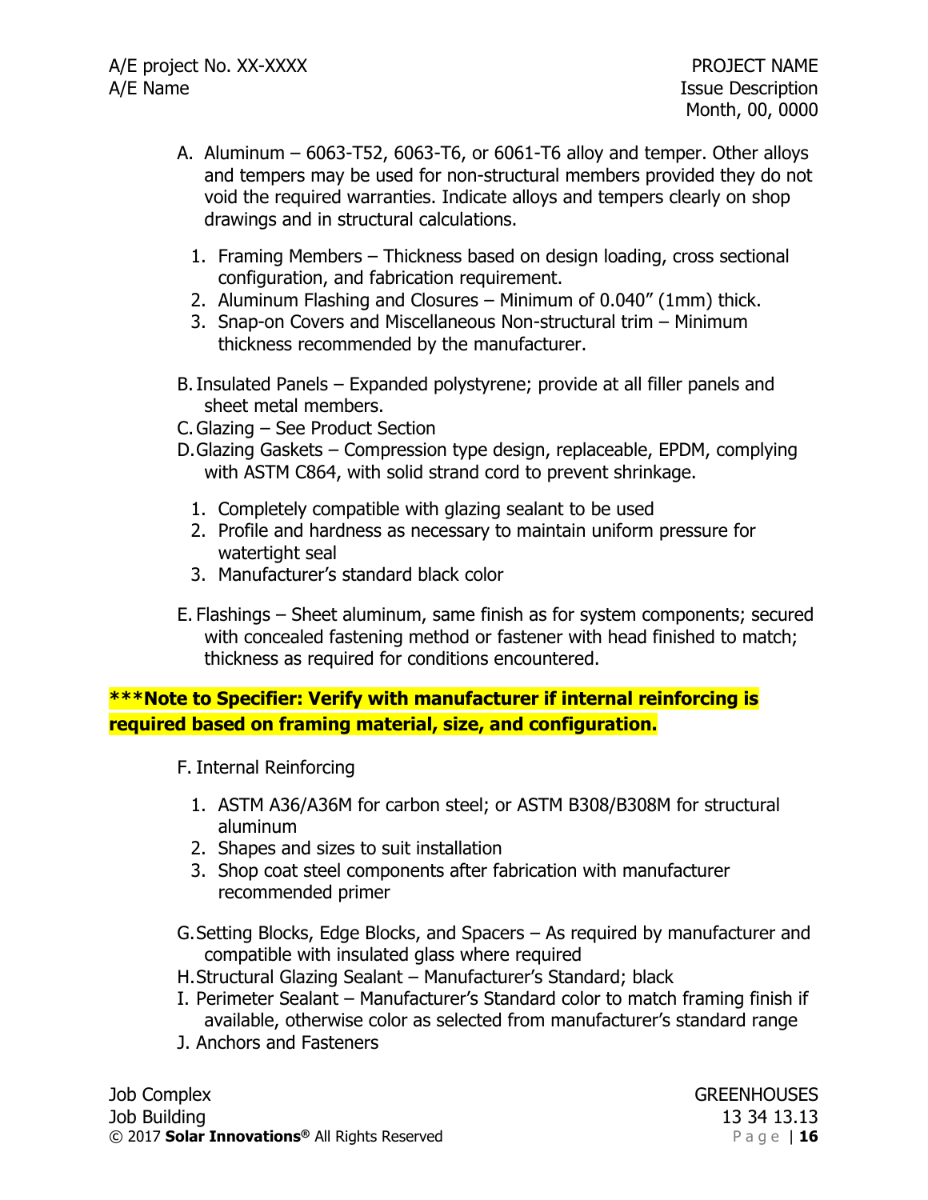A. Aluminum – 6063-T52, 6063-T6, or 6061-T6 alloy and temper. Other alloys and tempers may be used for non-structural members provided they do not void the required warranties. Indicate alloys and tempers clearly on shop drawings and in structural calculations.

   1. Framing Members – Thickness based on design loading, cross sectional configuration, and fabrication requirement.
   2. Aluminum Flashing and Closures – Minimum of 0.040" (1mm) thick.
   3. Snap-on Covers and Miscellaneous Non-structural trim – Minimum thickness recommended by the manufacturer.

B. Insulated Panels – Expanded polystyrene; provide at all filler panels and sheet metal members.

C. Glazing – See Product Section

D. Glazing Gaskets – Compression type design, replaceable, EPDM, complying with ASTM C864, with solid strand cord to prevent shrinkage.

   1. Completely compatible with glazing sealant to be used
   2. Profile and hardness as necessary to maintain uniform pressure for watertight seal
   3. Manufacturer's standard black color

E. Flashings – Sheet aluminum, same finish as for system components; secured with concealed fastening method or fastener with head finished to match; thickness as required for conditions encountered.

**\*\*\*Note to Specifier: Verify with manufacturer if internal reinforcing is required based on framing material, size, and configuration.**

F. Internal Reinforcing

   1. ASTM A36/A36M for carbon steel; or ASTM B308/B308M for structural aluminum
   2. Shapes and sizes to suit installation
   3. Shop coat steel components after fabrication with manufacturer recommended primer

G. Setting Blocks, Edge Blocks, and Spacers – As required by manufacturer and compatible with insulated glass where required

H. Structural Glazing Sealant – Manufacturer's Standard; black

I. Perimeter Sealant – Manufacturer's Standard color to match framing finish if available, otherwise color as selected from manufacturer's standard range

J. Anchors and Fasteners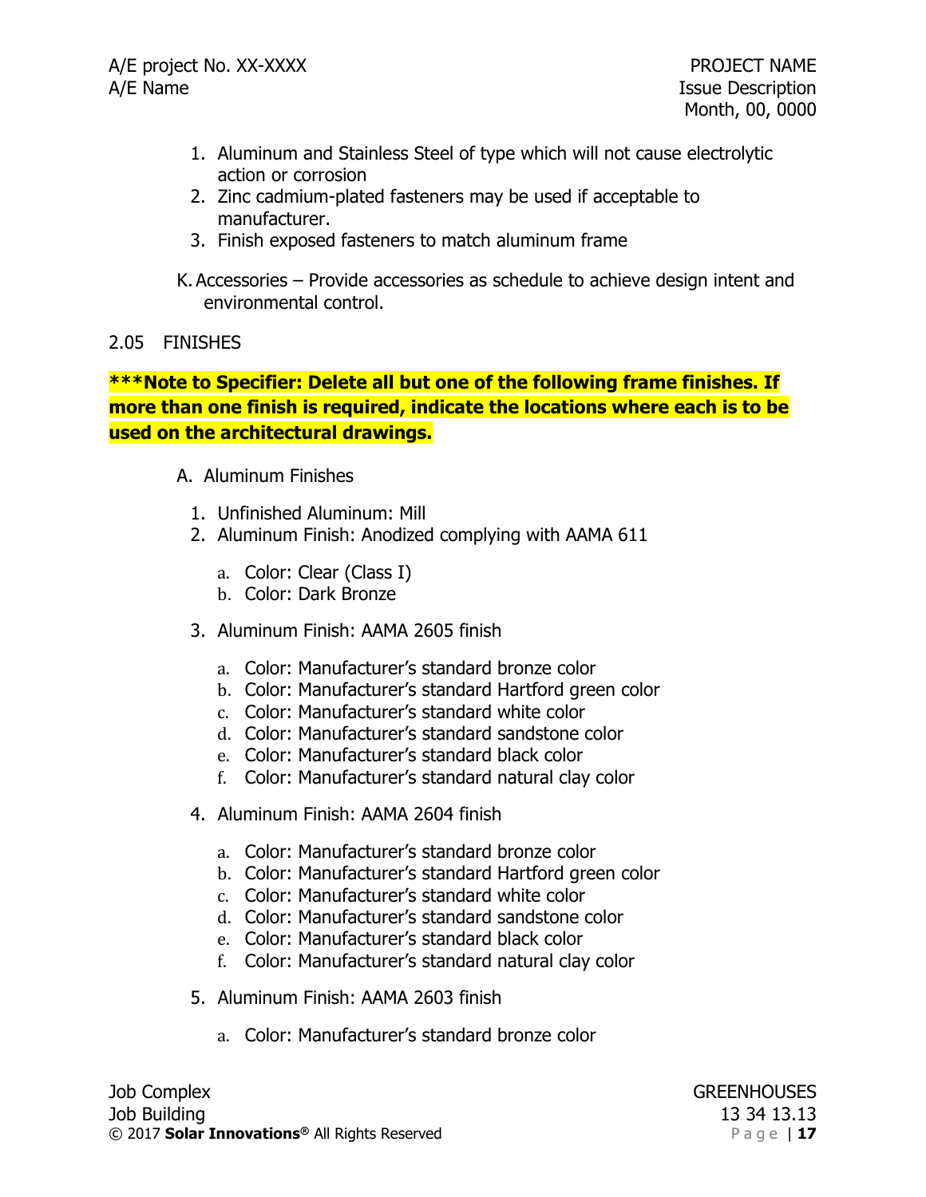1. Aluminum and Stainless Steel of type which will not cause electrolytic action or corrosion
2. Zinc cadmium-plated fasteners may be used if acceptable to manufacturer.
3. Finish exposed fasteners to match aluminum frame

K. Accessories – Provide accessories as schedule to achieve design intent and environmental control.

2.05 FINISHES

**\*\*\*Note to Specifier: Delete all but one of the following frame finishes. If more than one finish is required, indicate the locations where each is to be used on the architectural drawings.**

A. Aluminum Finishes

1. Unfinished Aluminum: Mill
2. Aluminum Finish: Anodized complying with AAMA 611
   a. Color: Clear (Class I)
   b. Color: Dark Bronze
3. Aluminum Finish: AAMA 2605 finish
   a. Color: Manufacturer's standard bronze color
   b. Color: Manufacturer's standard Hartford green color
   c. Color: Manufacturer's standard white color
   d. Color: Manufacturer's standard sandstone color
   e. Color: Manufacturer's standard black color
   f. Color: Manufacturer's standard natural clay color
4. Aluminum Finish: AAMA 2604 finish
   a. Color: Manufacturer's standard bronze color
   b. Color: Manufacturer's standard Hartford green color
   c. Color: Manufacturer's standard white color
   d. Color: Manufacturer's standard sandstone color
   e. Color: Manufacturer's standard black color
   f. Color: Manufacturer's standard natural clay color
5. Aluminum Finish: AAMA 2603 finish
   a. Color: Manufacturer's standard bronze color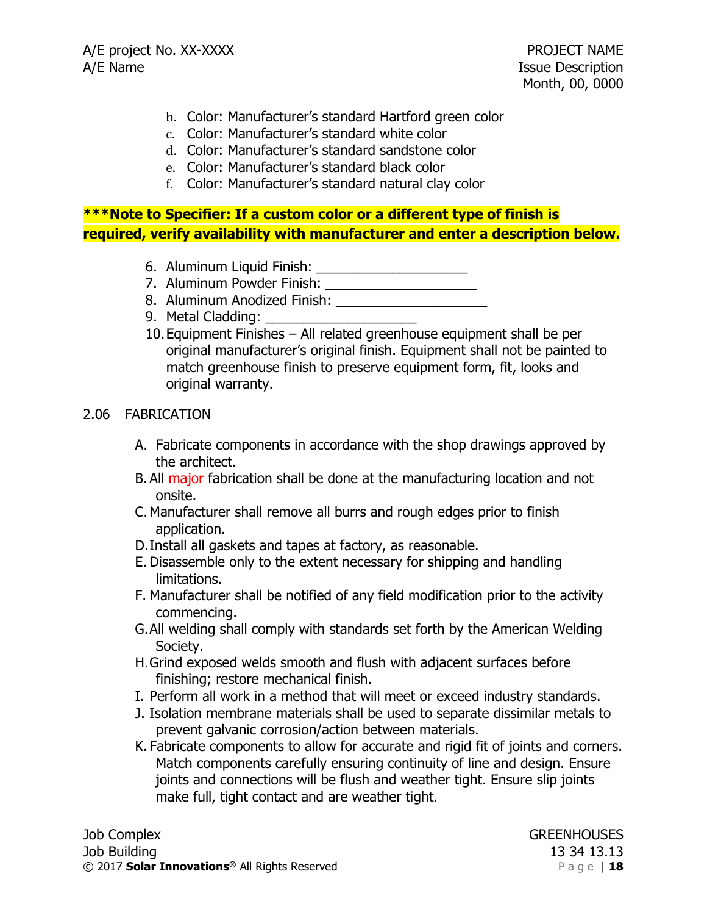b. Color: Manufacturer's standard Hartford green color
c. Color: Manufacturer's standard white color
d. Color: Manufacturer's standard sandstone color
e. Color: Manufacturer's standard black color
f. Color: Manufacturer's standard natural clay color

**\*\*\*Note to Specifier: If a custom color or a different type of finish is required, verify availability with manufacturer and enter a description below.**

6. Aluminum Liquid Finish: ____________________
7. Aluminum Powder Finish: ____________________
8. Aluminum Anodized Finish: ____________________
9. Metal Cladding: ____________________
10. Equipment Finishes – All related greenhouse equipment shall be per original manufacturer's original finish. Equipment shall not be painted to match greenhouse finish to preserve equipment form, fit, looks and original warranty.

## 2.06 FABRICATION

A. Fabricate components in accordance with the shop drawings approved by the architect.
B. All major fabrication shall be done at the manufacturing location and not onsite.
C. Manufacturer shall remove all burrs and rough edges prior to finish application.
D. Install all gaskets and tapes at factory, as reasonable.
E. Disassemble only to the extent necessary for shipping and handling limitations.
F. Manufacturer shall be notified of any field modification prior to the activity commencing.
G. All welding shall comply with standards set forth by the American Welding Society.
H. Grind exposed welds smooth and flush with adjacent surfaces before finishing; restore mechanical finish.
I. Perform all work in a method that will meet or exceed industry standards.
J. Isolation membrane materials shall be used to separate dissimilar metals to prevent galvanic corrosion/action between materials.
K. Fabricate components to allow for accurate and rigid fit of joints and corners. Match components carefully ensuring continuity of line and design. Ensure joints and connections will be flush and weather tight. Ensure slip joints make full, tight contact and are weather tight.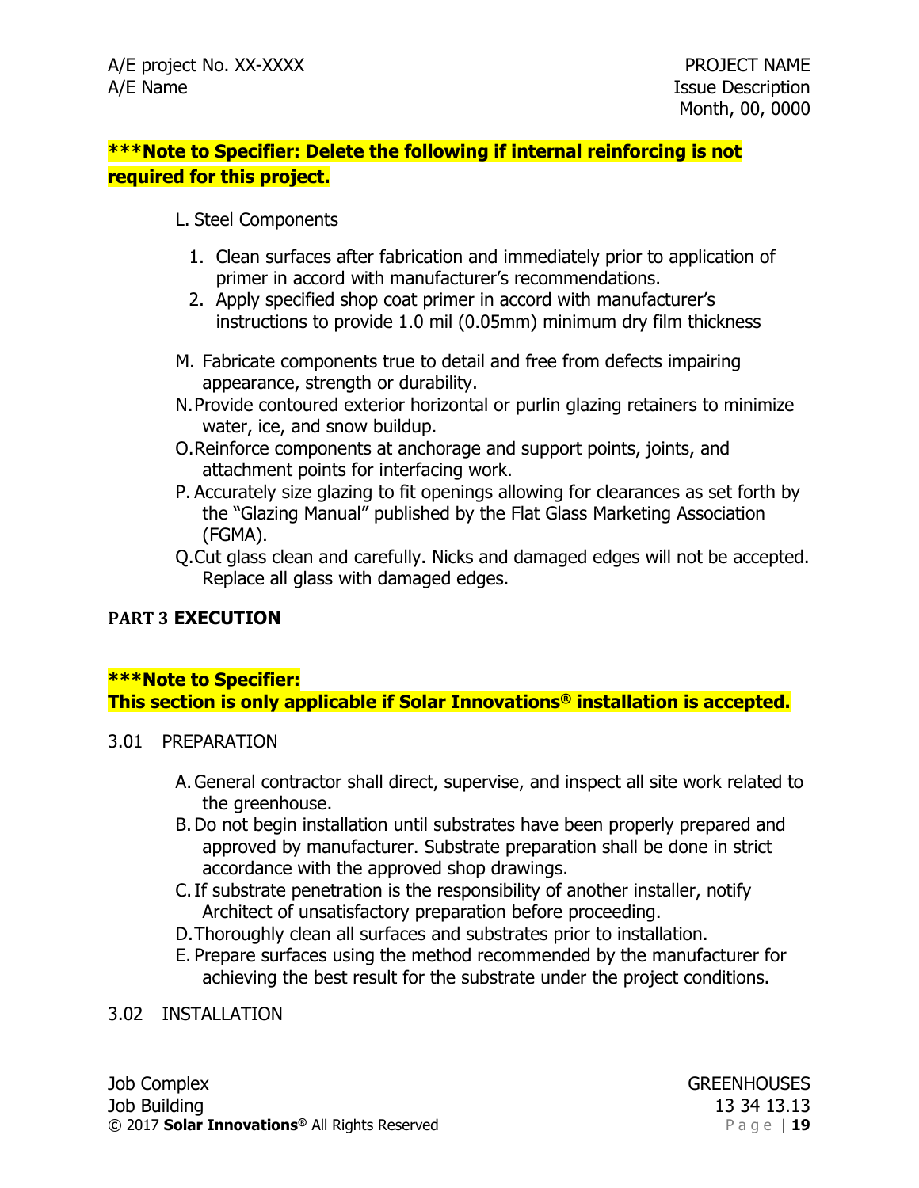**\*\*\*Note to Specifier: Delete the following if internal reinforcing is not required for this project.**

L. Steel Components

1. Clean surfaces after fabrication and immediately prior to application of primer in accord with manufacturer's recommendations.
2. Apply specified shop coat primer in accord with manufacturer's instructions to provide 1.0 mil (0.05mm) minimum dry film thickness

M. Fabricate components true to detail and free from defects impairing appearance, strength or durability.

N. Provide contoured exterior horizontal or purlin glazing retainers to minimize water, ice, and snow buildup.

O. Reinforce components at anchorage and support points, joints, and attachment points for interfacing work.

P. Accurately size glazing to fit openings allowing for clearances as set forth by the "Glazing Manual" published by the Flat Glass Marketing Association (FGMA).

Q. Cut glass clean and carefully. Nicks and damaged edges will not be accepted. Replace all glass with damaged edges.

## PART 3 EXECUTION

**\*\*\*Note to Specifier:**
**This section is only applicable if Solar Innovations® installation is accepted.**

### 3.01 PREPARATION

A. General contractor shall direct, supervise, and inspect all site work related to the greenhouse.

B. Do not begin installation until substrates have been properly prepared and approved by manufacturer. Substrate preparation shall be done in strict accordance with the approved shop drawings.

C. If substrate penetration is the responsibility of another installer, notify Architect of unsatisfactory preparation before proceeding.

D. Thoroughly clean all surfaces and substrates prior to installation.

E. Prepare surfaces using the method recommended by the manufacturer for achieving the best result for the substrate under the project conditions.

### 3.02 INSTALLATION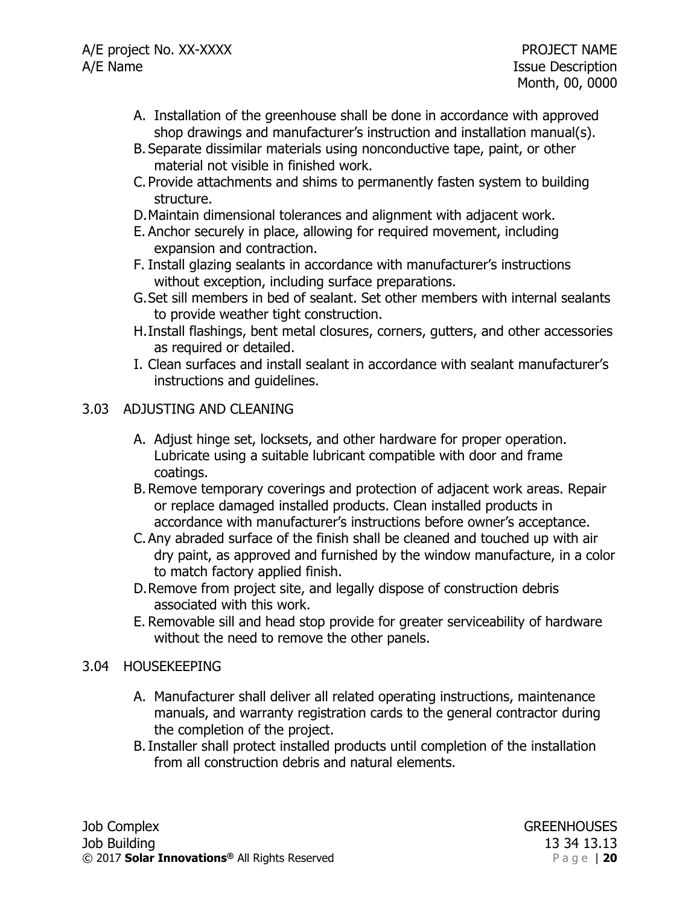A. Installation of the greenhouse shall be done in accordance with approved shop drawings and manufacturer's instruction and installation manual(s).
B. Separate dissimilar materials using nonconductive tape, paint, or other material not visible in finished work.
C. Provide attachments and shims to permanently fasten system to building structure.
D. Maintain dimensional tolerances and alignment with adjacent work.
E. Anchor securely in place, allowing for required movement, including expansion and contraction.
F. Install glazing sealants in accordance with manufacturer's instructions without exception, including surface preparations.
G. Set sill members in bed of sealant. Set other members with internal sealants to provide weather tight construction.
H. Install flashings, bent metal closures, corners, gutters, and other accessories as required or detailed.
I. Clean surfaces and install sealant in accordance with sealant manufacturer's instructions and guidelines.

3.03 ADJUSTING AND CLEANING

A. Adjust hinge set, locksets, and other hardware for proper operation. Lubricate using a suitable lubricant compatible with door and frame coatings.
B. Remove temporary coverings and protection of adjacent work areas. Repair or replace damaged installed products. Clean installed products in accordance with manufacturer's instructions before owner's acceptance.
C. Any abraded surface of the finish shall be cleaned and touched up with air dry paint, as approved and furnished by the window manufacture, in a color to match factory applied finish.
D. Remove from project site, and legally dispose of construction debris associated with this work.
E. Removable sill and head stop provide for greater serviceability of hardware without the need to remove the other panels.

3.04 HOUSEKEEPING

A. Manufacturer shall deliver all related operating instructions, maintenance manuals, and warranty registration cards to the general contractor during the completion of the project.
B. Installer shall protect installed products until completion of the installation from all construction debris and natural elements.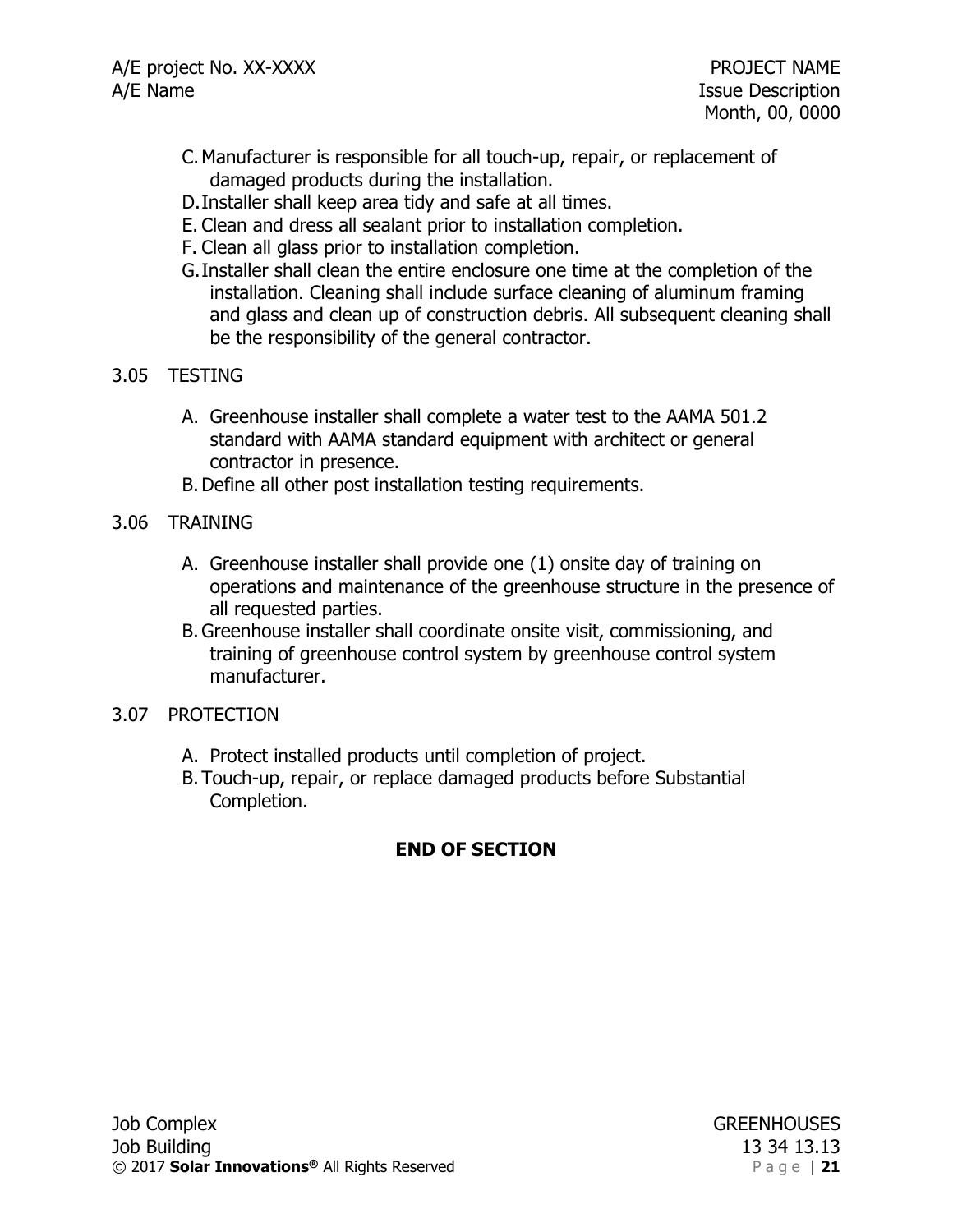C. Manufacturer is responsible for all touch-up, repair, or replacement of damaged products during the installation.

D. Installer shall keep area tidy and safe at all times.

E. Clean and dress all sealant prior to installation completion.

F. Clean all glass prior to installation completion.

G. Installer shall clean the entire enclosure one time at the completion of the installation. Cleaning shall include surface cleaning of aluminum framing and glass and clean up of construction debris. All subsequent cleaning shall be the responsibility of the general contractor.

### 3.05 TESTING

A. Greenhouse installer shall complete a water test to the AAMA 501.2 standard with AAMA standard equipment with architect or general contractor in presence.

B. Define all other post installation testing requirements.

### 3.06 TRAINING

A. Greenhouse installer shall provide one (1) onsite day of training on operations and maintenance of the greenhouse structure in the presence of all requested parties.

B. Greenhouse installer shall coordinate onsite visit, commissioning, and training of greenhouse control system by greenhouse control system manufacturer.

### 3.07 PROTECTION

A. Protect installed products until completion of project.

B. Touch-up, repair, or replace damaged products before Substantial Completion.

**END OF SECTION**